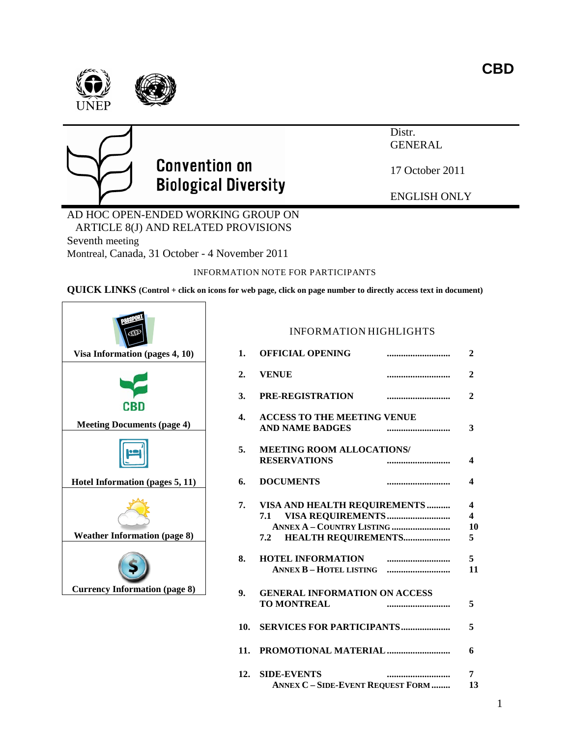CBD

UNEP

**Convention on Biological Diversity**

Distr.
GENERAL

17 October 2011

ENGLISH ONLY

AD HOC OPEN-ENDED WORKING GROUP ON ARTICLE 8(J) AND RELATED PROVISIONS
Seventh meeting
Montreal, Canada, 31 October - 4 November 2011

INFORMATION NOTE FOR PARTICIPANTS

**QUICK LINKS (Control + click on icons for web page, click on page number to directly access text in document)**

| |
|---|
| **Visa Information (pages 4, 10)** |
| **Meeting Documents (page 4)** |
| **Hotel Information (pages 5, 11)** |
| **Weather Information (page 8)** |
| **Currency Information (page 8)** |

INFORMATION HIGHLIGHTS

| | | |
|---|---|---|
| **1.** | **OFFICIAL OPENING** .......................... | **2** |
| **2.** | **VENUE** .......................... | **2** |
| **3.** | **PRE-REGISTRATION** .......................... | **2** |
| **4.** | **ACCESS TO THE MEETING VENUE AND NAME BADGES** .......................... | **3** |
| **5.** | **MEETING ROOM ALLOCATIONS/ RESERVATIONS** .......................... | **4** |
| **6.** | **DOCUMENTS** .......................... | **4** |
| **7.** | **VISA AND HEALTH REQUIREMENTS** .......... | **4** |
| | **7.1 VISA REQUIREMENTS** .......................... | **4** |
| | **ANNEX A – COUNTRY LISTING** .......................... | **10** |
| | **7.2 HEALTH REQUIREMENTS** .................... | **5** |
| **8.** | **HOTEL INFORMATION** .......................... | **5** |
| | **ANNEX B – HOTEL LISTING** .......................... | **11** |
| **9.** | **GENERAL INFORMATION ON ACCESS TO MONTREAL** .......................... | **5** |
| **10.** | **SERVICES FOR PARTICIPANTS** ..................... | **5** |
| **11.** | **PROMOTIONAL MATERIAL** .......................... | **6** |
| **12.** | **SIDE-EVENTS** .......................... | **7** |
| | **ANNEX C – SIDE-EVENT REQUEST FORM** ........ | **13** |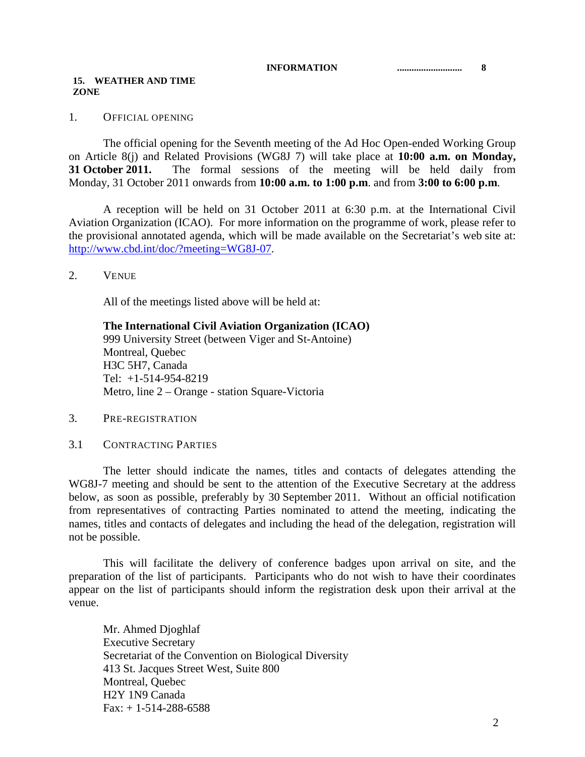**INFORMATION .......................... 8**

**15. WEATHER AND TIME ZONE**

1. OFFICIAL OPENING

The official opening for the Seventh meeting of the Ad Hoc Open-ended Working Group on Article 8(j) and Related Provisions (WG8J 7) will take place at **10:00 a.m. on Monday, 31 October 2011.** The formal sessions of the meeting will be held daily from Monday, 31 October 2011 onwards from **10:00 a.m. to 1:00 p.m**. and from **3:00 to 6:00 p.m**.

A reception will be held on 31 October 2011 at 6:30 p.m. at the International Civil Aviation Organization (ICAO). For more information on the programme of work, please refer to the provisional annotated agenda, which will be made available on the Secretariat's web site at: http://www.cbd.int/doc/?meeting=WG8J-07.

2. VENUE

All of the meetings listed above will be held at:

**The International Civil Aviation Organization (ICAO)**
999 University Street (between Viger and St-Antoine)
Montreal, Quebec
H3C 5H7, Canada
Tel: +1-514-954-8219
Metro, line 2 – Orange - station Square-Victoria

3. PRE-REGISTRATION

3.1 CONTRACTING PARTIES

The letter should indicate the names, titles and contacts of delegates attending the WG8J-7 meeting and should be sent to the attention of the Executive Secretary at the address below, as soon as possible, preferably by 30 September 2011. Without an official notification from representatives of contracting Parties nominated to attend the meeting, indicating the names, titles and contacts of delegates and including the head of the delegation, registration will not be possible.

This will facilitate the delivery of conference badges upon arrival on site, and the preparation of the list of participants. Participants who do not wish to have their coordinates appear on the list of participants should inform the registration desk upon their arrival at the venue.

Mr. Ahmed Djoghlaf
Executive Secretary
Secretariat of the Convention on Biological Diversity
413 St. Jacques Street West, Suite 800
Montreal, Quebec
H2Y 1N9 Canada
Fax: + 1-514-288-6588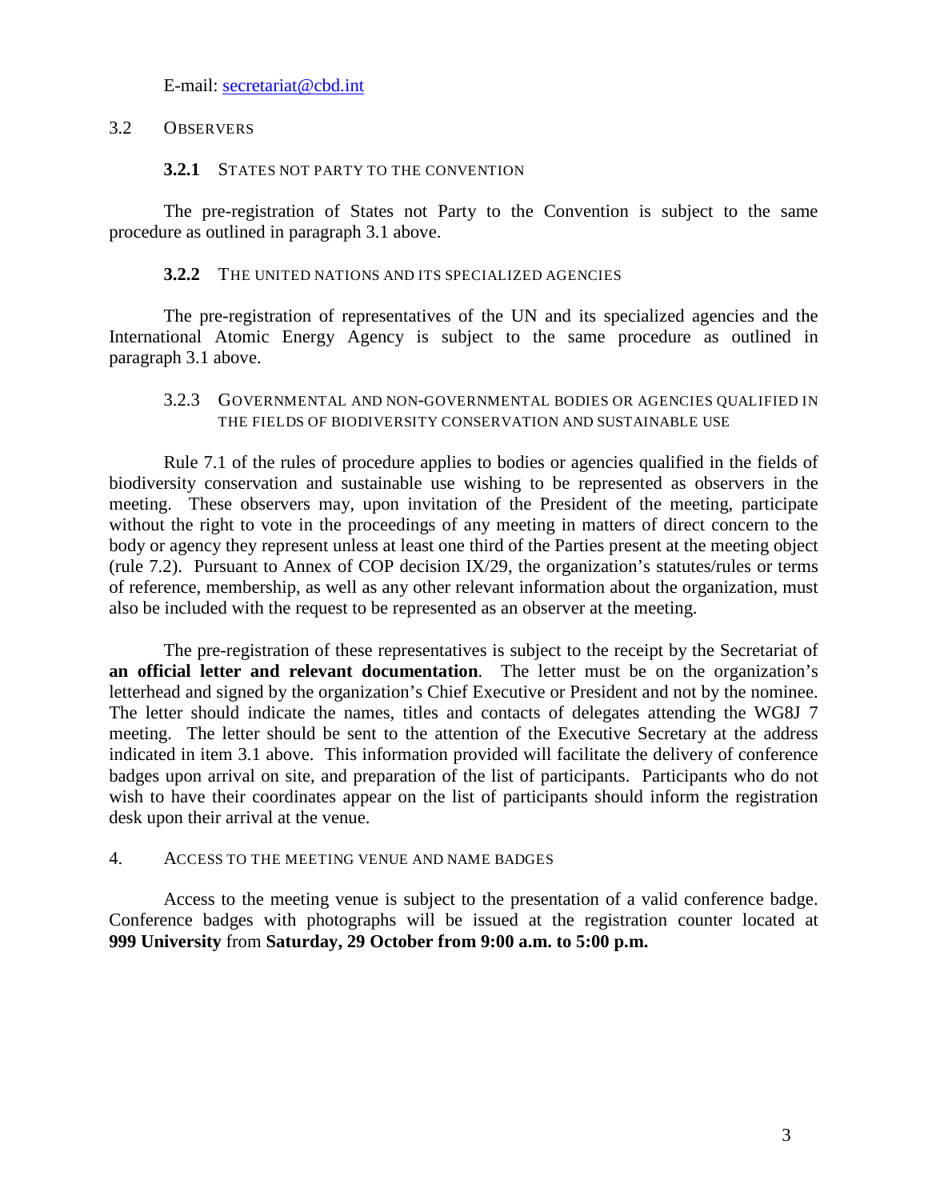E-mail: secretariat@cbd.int

## 3.2 Observers

### 3.2.1 States not party to the Convention

The pre-registration of States not Party to the Convention is subject to the same procedure as outlined in paragraph 3.1 above.

### 3.2.2 The United Nations and its specialized agencies

The pre-registration of representatives of the UN and its specialized agencies and the International Atomic Energy Agency is subject to the same procedure as outlined in paragraph 3.1 above.

### 3.2.3 Governmental and non-governmental bodies or agencies qualified in the fields of biodiversity conservation and sustainable use

Rule 7.1 of the rules of procedure applies to bodies or agencies qualified in the fields of biodiversity conservation and sustainable use wishing to be represented as observers in the meeting. These observers may, upon invitation of the President of the meeting, participate without the right to vote in the proceedings of any meeting in matters of direct concern to the body or agency they represent unless at least one third of the Parties present at the meeting object (rule 7.2). Pursuant to Annex of COP decision IX/29, the organization's statutes/rules or terms of reference, membership, as well as any other relevant information about the organization, must also be included with the request to be represented as an observer at the meeting.

The pre-registration of these representatives is subject to the receipt by the Secretariat of **an official letter and relevant documentation**. The letter must be on the organization's letterhead and signed by the organization's Chief Executive or President and not by the nominee. The letter should indicate the names, titles and contacts of delegates attending the WG8J 7 meeting. The letter should be sent to the attention of the Executive Secretary at the address indicated in item 3.1 above. This information provided will facilitate the delivery of conference badges upon arrival on site, and preparation of the list of participants. Participants who do not wish to have their coordinates appear on the list of participants should inform the registration desk upon their arrival at the venue.

## 4. Access to the meeting venue and name badges

Access to the meeting venue is subject to the presentation of a valid conference badge. Conference badges with photographs will be issued at the registration counter located at **999 University** from **Saturday, 29 October from 9:00 a.m. to 5:00 p.m.**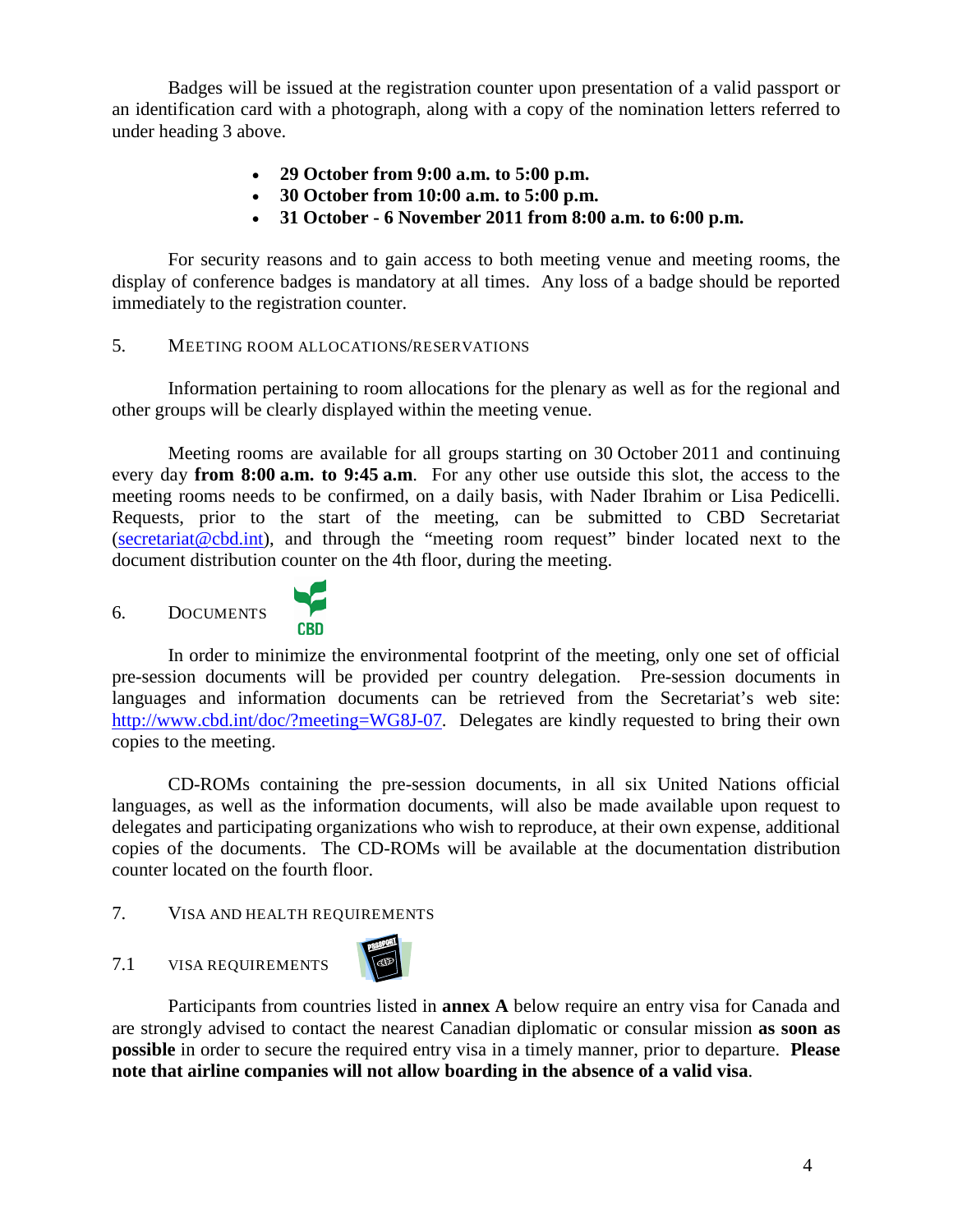Badges will be issued at the registration counter upon presentation of a valid passport or an identification card with a photograph, along with a copy of the nomination letters referred to under heading 3 above.

- **29 October from 9:00 a.m. to 5:00 p.m.**
- **30 October from 10:00 a.m. to 5:00 p.m.**
- **31 October - 6 November 2011 from 8:00 a.m. to 6:00 p.m.**

For security reasons and to gain access to both meeting venue and meeting rooms, the display of conference badges is mandatory at all times. Any loss of a badge should be reported immediately to the registration counter.

## 5. MEETING ROOM ALLOCATIONS/RESERVATIONS

Information pertaining to room allocations for the plenary as well as for the regional and other groups will be clearly displayed within the meeting venue.

Meeting rooms are available for all groups starting on 30 October 2011 and continuing every day **from 8:00 a.m. to 9:45 a.m**. For any other use outside this slot, the access to the meeting rooms needs to be confirmed, on a daily basis, with Nader Ibrahim or Lisa Pedicelli. Requests, prior to the start of the meeting, can be submitted to CBD Secretariat (secretariat@cbd.int), and through the "meeting room request" binder located next to the document distribution counter on the 4th floor, during the meeting.

## 6. DOCUMENTS

In order to minimize the environmental footprint of the meeting, only one set of official pre-session documents will be provided per country delegation. Pre-session documents in languages and information documents can be retrieved from the Secretariat's web site: http://www.cbd.int/doc/?meeting=WG8J-07. Delegates are kindly requested to bring their own copies to the meeting.

CD-ROMs containing the pre-session documents, in all six United Nations official languages, as well as the information documents, will also be made available upon request to delegates and participating organizations who wish to reproduce, at their own expense, additional copies of the documents. The CD-ROMs will be available at the documentation distribution counter located on the fourth floor.

## 7. VISA AND HEALTH REQUIREMENTS

### 7.1 VISA REQUIREMENTS

Participants from countries listed in **annex A** below require an entry visa for Canada and are strongly advised to contact the nearest Canadian diplomatic or consular mission **as soon as possible** in order to secure the required entry visa in a timely manner, prior to departure. **Please note that airline companies will not allow boarding in the absence of a valid visa**.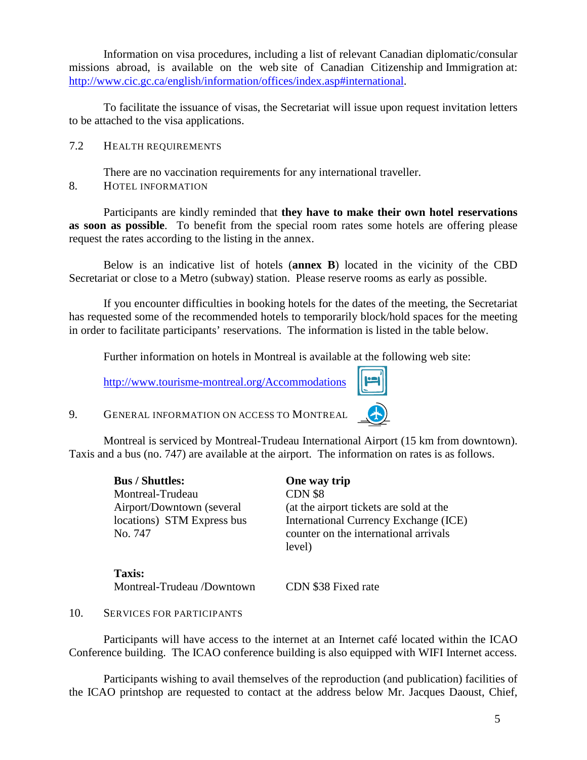Information on visa procedures, including a list of relevant Canadian diplomatic/consular missions abroad, is available on the web site of Canadian Citizenship and Immigration at: http://www.cic.gc.ca/english/information/offices/index.asp#international.

To facilitate the issuance of visas, the Secretariat will issue upon request invitation letters to be attached to the visa applications.

### 7.2 HEALTH REQUIREMENTS

There are no vaccination requirements for any international traveller.

## 8. HOTEL INFORMATION

Participants are kindly reminded that **they have to make their own hotel reservations as soon as possible**. To benefit from the special room rates some hotels are offering please request the rates according to the listing in the annex.

Below is an indicative list of hotels (**annex B**) located in the vicinity of the CBD Secretariat or close to a Metro (subway) station. Please reserve rooms as early as possible.

If you encounter difficulties in booking hotels for the dates of the meeting, the Secretariat has requested some of the recommended hotels to temporarily block/hold spaces for the meeting in order to facilitate participants' reservations. The information is listed in the table below.

Further information on hotels in Montreal is available at the following web site:

http://www.tourisme-montreal.org/Accommodations

## 9. GENERAL INFORMATION ON ACCESS TO MONTREAL

Montreal is serviced by Montreal-Trudeau International Airport (15 km from downtown). Taxis and a bus (no. 747) are available at the airport. The information on rates is as follows.

| **Bus / Shuttles:** | **One way trip** |
|---|---|
| Montreal-Trudeau Airport/Downtown (several locations) STM Express bus No. 747 | CDN $8 (at the airport tickets are sold at the International Currency Exchange (ICE) counter on the international arrivals level) |
| **Taxis:** | |
| Montreal-Trudeau /Downtown | CDN $38 Fixed rate |

## 10. SERVICES FOR PARTICIPANTS

Participants will have access to the internet at an Internet café located within the ICAO Conference building. The ICAO conference building is also equipped with WIFI Internet access.

Participants wishing to avail themselves of the reproduction (and publication) facilities of the ICAO printshop are requested to contact at the address below Mr. Jacques Daoust, Chief,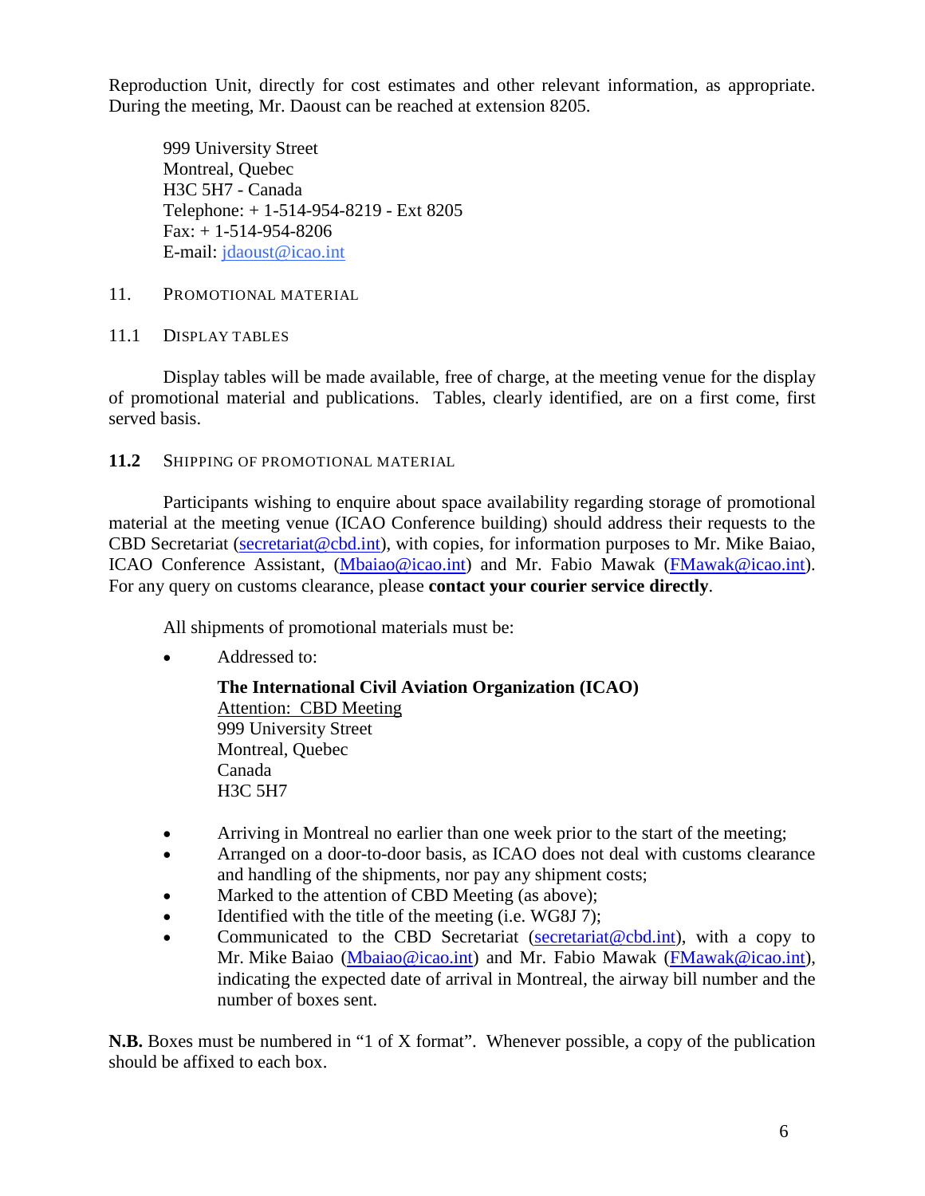Reproduction Unit, directly for cost estimates and other relevant information, as appropriate. During the meeting, Mr. Daoust can be reached at extension 8205.

999 University Street  
Montreal, Quebec  
H3C 5H7 - Canada  
Telephone: + 1-514-954-8219 - Ext 8205  
Fax: + 1-514-954-8206  
E-mail: jdaoust@icao.int

## 11. Promotional material

### 11.1 Display tables

Display tables will be made available, free of charge, at the meeting venue for the display of promotional material and publications. Tables, clearly identified, are on a first come, first served basis.

### 11.2 Shipping of promotional material

Participants wishing to enquire about space availability regarding storage of promotional material at the meeting venue (ICAO Conference building) should address their requests to the CBD Secretariat (secretariat@cbd.int), with copies, for information purposes to Mr. Mike Baiao, ICAO Conference Assistant, (Mbaiao@icao.int) and Mr. Fabio Mawak (FMawak@icao.int). For any query on customs clearance, please **contact your courier service directly**.

All shipments of promotional materials must be:

- Addressed to:

  **The International Civil Aviation Organization (ICAO)**  
  Attention: CBD Meeting  
  999 University Street  
  Montreal, Quebec  
  Canada  
  H3C 5H7

- Arriving in Montreal no earlier than one week prior to the start of the meeting;
- Arranged on a door-to-door basis, as ICAO does not deal with customs clearance and handling of the shipments, nor pay any shipment costs;
- Marked to the attention of CBD Meeting (as above);
- Identified with the title of the meeting (i.e. WG8J 7);
- Communicated to the CBD Secretariat (secretariat@cbd.int), with a copy to Mr. Mike Baiao (Mbaiao@icao.int) and Mr. Fabio Mawak (FMawak@icao.int), indicating the expected date of arrival in Montreal, the airway bill number and the number of boxes sent.

**N.B.** Boxes must be numbered in "1 of X format". Whenever possible, a copy of the publication should be affixed to each box.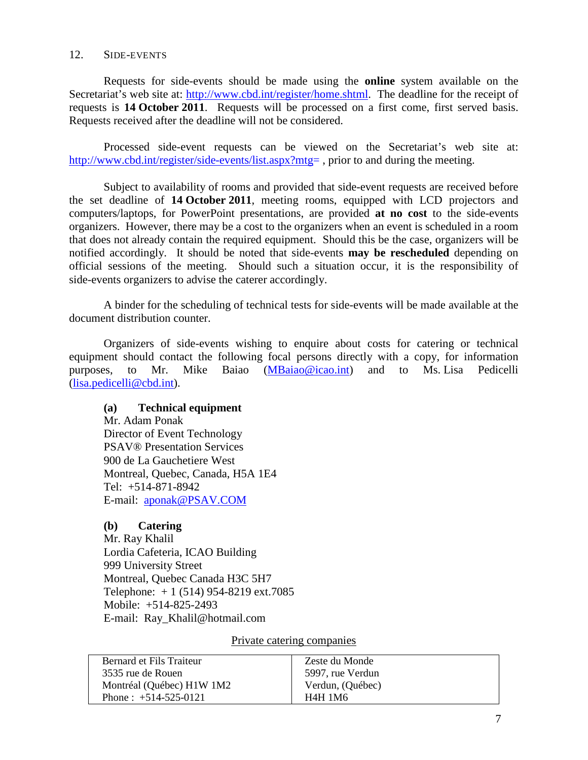## 12. SIDE-EVENTS

Requests for side-events should be made using the **online** system available on the Secretariat's web site at: http://www.cbd.int/register/home.shtml. The deadline for the receipt of requests is **14 October 2011**. Requests will be processed on a first come, first served basis. Requests received after the deadline will not be considered.

Processed side-event requests can be viewed on the Secretariat's web site at: http://www.cbd.int/register/side-events/list.aspx?mtg= , prior to and during the meeting.

Subject to availability of rooms and provided that side-event requests are received before the set deadline of **14 October 2011**, meeting rooms, equipped with LCD projectors and computers/laptops, for PowerPoint presentations, are provided **at no cost** to the side-events organizers. However, there may be a cost to the organizers when an event is scheduled in a room that does not already contain the required equipment. Should this be the case, organizers will be notified accordingly. It should be noted that side-events **may be rescheduled** depending on official sessions of the meeting. Should such a situation occur, it is the responsibility of side-events organizers to advise the caterer accordingly.

A binder for the scheduling of technical tests for side-events will be made available at the document distribution counter.

Organizers of side-events wishing to enquire about costs for catering or technical equipment should contact the following focal persons directly with a copy, for information purposes, to Mr. Mike Baiao (MBaiao@icao.int) and to Ms. Lisa Pedicelli (lisa.pedicelli@cbd.int).

**(a) Technical equipment**
Mr. Adam Ponak
Director of Event Technology
PSAV® Presentation Services
900 de La Gauchetiere West
Montreal, Quebec, Canada, H5A 1E4
Tel: +514-871-8942
E-mail: aponak@PSAV.COM

**(b) Catering**
Mr. Ray Khalil
Lordia Cafeteria, ICAO Building
999 University Street
Montreal, Quebec Canada H3C 5H7
Telephone: + 1 (514) 954-8219 ext.7085
Mobile: +514-825-2493
E-mail: Ray_Khalil@hotmail.com

Private catering companies

| | |
|---|---|
| Bernard et Fils Traiteur<br>3535 rue de Rouen<br>Montréal (Québec) H1W 1M2<br>Phone : +514-525-0121 | Zeste du Monde<br>5997, rue Verdun<br>Verdun, (Québec)<br>H4H 1M6 |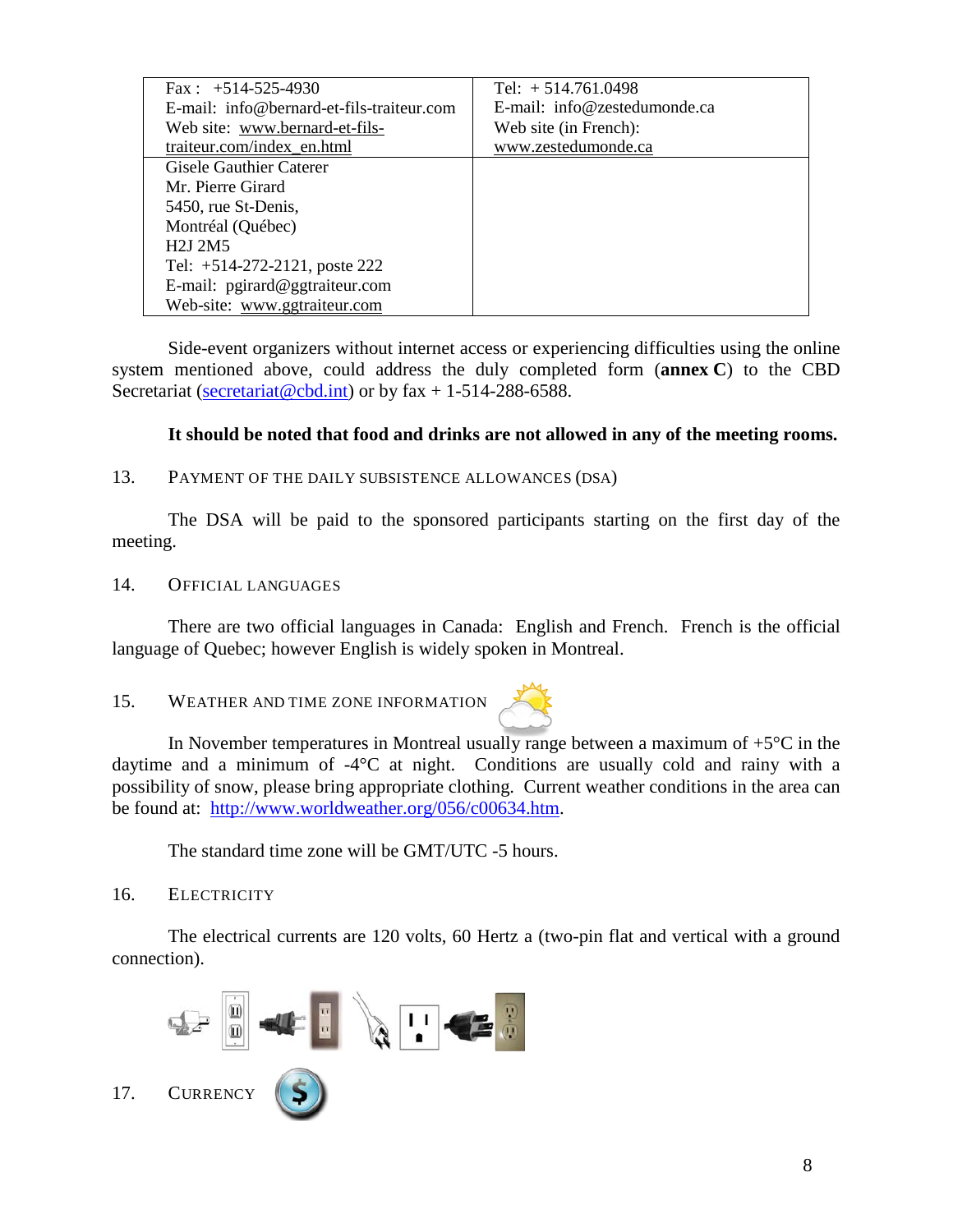| | |
|---|---|
| Fax : +514-525-4930<br>E-mail: info@bernard-et-fils-traiteur.com<br>Web site: www.bernard-et-fils-traiteur.com/index_en.html | Tel: + 514.761.0498<br>E-mail: info@zestedumonde.ca<br>Web site (in French): www.zestedumonde.ca |
| Gisele Gauthier Caterer<br>Mr. Pierre Girard<br>5450, rue St-Denis,<br>Montréal (Québec)<br>H2J 2M5<br>Tel: +514-272-2121, poste 222<br>E-mail: pgirard@ggtraiteur.com<br>Web-site: www.ggtraiteur.com | |

Side-event organizers without internet access or experiencing difficulties using the online system mentioned above, could address the duly completed form (**annex C**) to the CBD Secretariat (secretariat@cbd.int) or by fax + 1-514-288-6588.

**It should be noted that food and drinks are not allowed in any of the meeting rooms.**

## 13. Payment of the daily subsistence allowances (DSA)

The DSA will be paid to the sponsored participants starting on the first day of the meeting.

## 14. Official languages

There are two official languages in Canada: English and French. French is the official language of Quebec; however English is widely spoken in Montreal.

## 15. Weather and time zone information

In November temperatures in Montreal usually range between a maximum of +5°C in the daytime and a minimum of -4°C at night. Conditions are usually cold and rainy with a possibility of snow, please bring appropriate clothing. Current weather conditions in the area can be found at: http://www.worldweather.org/056/c00634.htm.

The standard time zone will be GMT/UTC -5 hours.

## 16. Electricity

The electrical currents are 120 volts, 60 Hertz a (two-pin flat and vertical with a ground connection).

## 17. Currency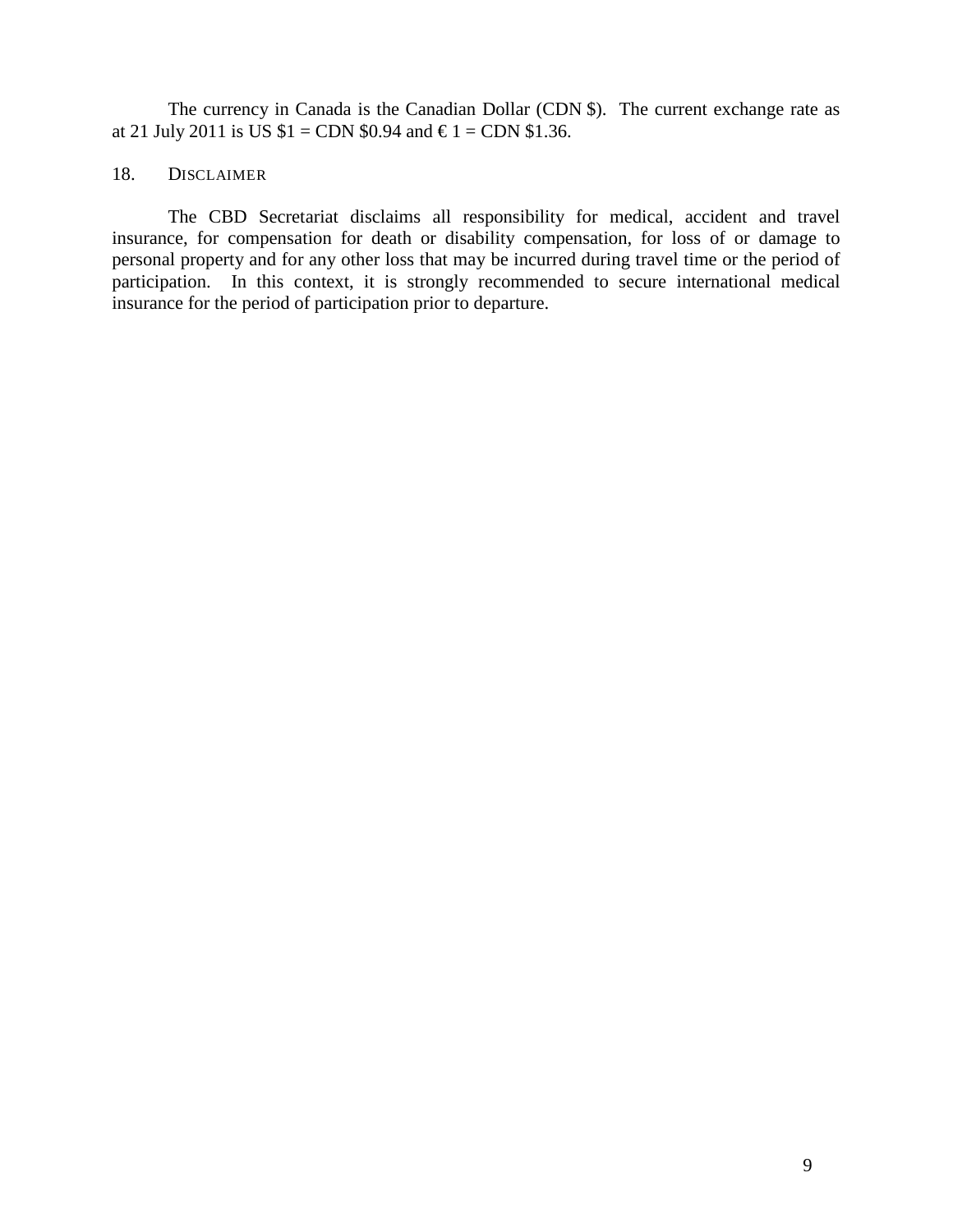The currency in Canada is the Canadian Dollar (CDN $). The current exchange rate as at 21 July 2011 is US $1 = CDN $0.94 and € 1 = CDN $1.36.

## 18. DISCLAIMER

The CBD Secretariat disclaims all responsibility for medical, accident and travel insurance, for compensation for death or disability compensation, for loss of or damage to personal property and for any other loss that may be incurred during travel time or the period of participation. In this context, it is strongly recommended to secure international medical insurance for the period of participation prior to departure.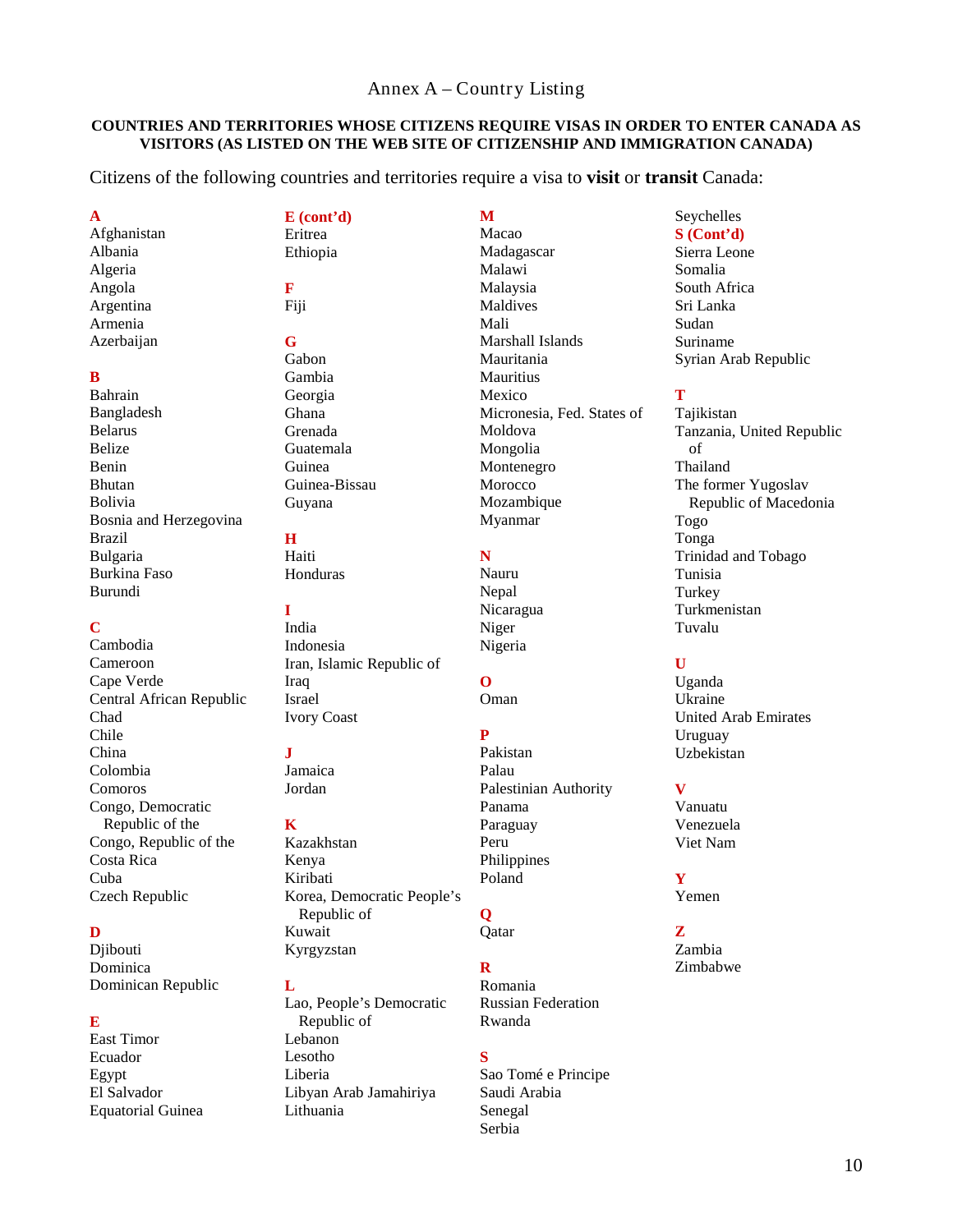# Annex A – Country Listing

**COUNTRIES AND TERRITORIES WHOSE CITIZENS REQUIRE VISAS IN ORDER TO ENTER CANADA AS VISITORS (AS LISTED ON THE WEB SITE OF CITIZENSHIP AND IMMIGRATION CANADA)**

Citizens of the following countries and territories require a visa to **visit** or **transit** Canada:

**A**
Afghanistan
Albania
Algeria
Angola
Argentina
Armenia
Azerbaijan

**B**
Bahrain
Bangladesh
Belarus
Belize
Benin
Bhutan
Bolivia
Bosnia and Herzegovina
Brazil
Bulgaria
Burkina Faso
Burundi

**C**
Cambodia
Cameroon
Cape Verde
Central African Republic
Chad
Chile
China
Colombia
Comoros
Congo, Democratic Republic of the
Congo, Republic of the
Costa Rica
Cuba
Czech Republic

**D**
Djibouti
Dominica
Dominican Republic

**E**
East Timor
Ecuador
Egypt
El Salvador
Equatorial Guinea

**E (cont'd)**
Eritrea
Ethiopia

**F**
Fiji

**G**
Gabon
Gambia
Georgia
Ghana
Grenada
Guatemala
Guinea
Guinea-Bissau
Guyana

**H**
Haiti
Honduras

**I**
India
Indonesia
Iran, Islamic Republic of
Iraq
Israel
Ivory Coast

**J**
Jamaica
Jordan

**K**
Kazakhstan
Kenya
Kiribati
Korea, Democratic People's Republic of
Kuwait
Kyrgyzstan

**L**
Lao, People's Democratic Republic of
Lebanon
Lesotho
Liberia
Libyan Arab Jamahiriya
Lithuania

**M**
Macao
Madagascar
Malawi
Malaysia
Maldives
Mali
Marshall Islands
Mauritania
Mauritius
Mexico
Micronesia, Fed. States of
Moldova
Mongolia
Montenegro
Morocco
Mozambique
Myanmar

**N**
Nauru
Nepal
Nicaragua
Niger
Nigeria

**O**
Oman

**P**
Pakistan
Palau
Palestinian Authority
Panama
Paraguay
Peru
Philippines
Poland

**Q**
Qatar

**R**
Romania
Russian Federation
Rwanda

**S**
Sao Tomé e Principe
Saudi Arabia
Senegal
Serbia
Seychelles

**S (Cont'd)**
Sierra Leone
Somalia
South Africa
Sri Lanka
Sudan
Suriname
Syrian Arab Republic

**T**
Tajikistan
Tanzania, United Republic of
Thailand
The former Yugoslav Republic of Macedonia
Togo
Tonga
Trinidad and Tobago
Tunisia
Turkey
Turkmenistan
Tuvalu

**U**
Uganda
Ukraine
United Arab Emirates
Uruguay
Uzbekistan

**V**
Vanuatu
Venezuela
Viet Nam

**Y**
Yemen

**Z**
Zambia
Zimbabwe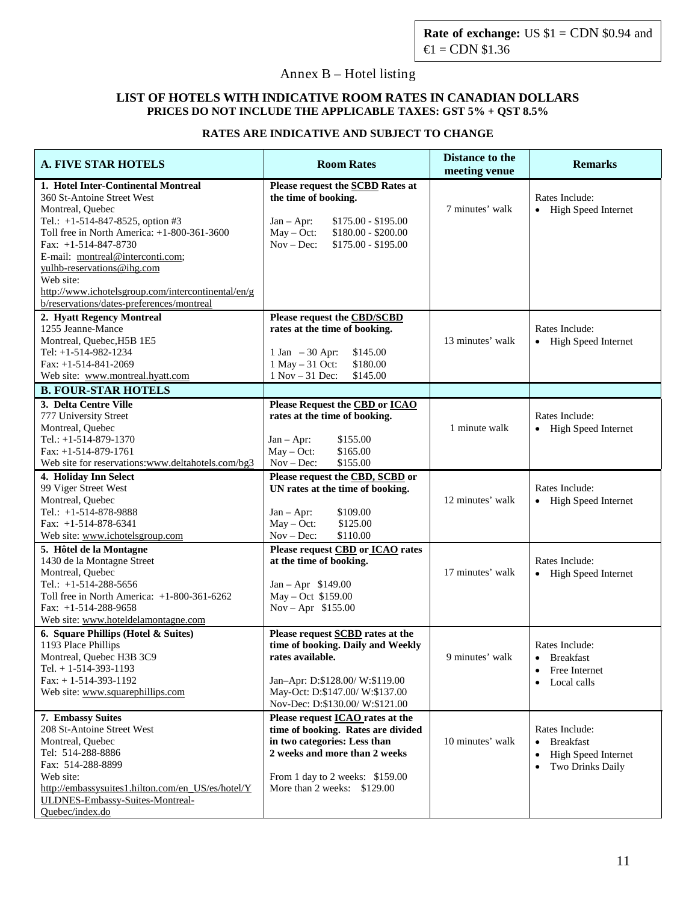**Rate of exchange:** US $1 = CDN $0.94 and €1 = CDN $1.36

# Annex B – Hotel listing

## LIST OF HOTELS WITH INDICATIVE ROOM RATES IN CANADIAN DOLLARS
**PRICES DO NOT INCLUDE THE APPLICABLE TAXES: GST 5% + QST 8.5%**

**RATES ARE INDICATIVE AND SUBJECT TO CHANGE**

| A. FIVE STAR HOTELS | Room Rates | Distance to the meeting venue | Remarks |
|---|---|---|---|
| **1. Hotel Inter-Continental Montreal**<br>360 St-Antoine Street West<br>Montreal, Quebec<br>Tel.: +1-514-847-8525, option #3<br>Toll free in North America: +1-800-361-3600<br>Fax: +1-514-847-8730<br>E-mail: montreal@interconti.com; yulhb-reservations@ihg.com<br>Web site: http://www.ichotelsgroup.com/intercontinental/en/gb/reservations/dates-preferences/montreal | **Please request the SCBD Rates at the time of booking.**<br><br>Jan – Apr: $175.00 - $195.00<br>May – Oct: $180.00 - $200.00<br>Nov – Dec: $175.00 - $195.00 | 7 minutes' walk | Rates Include:<br>• High Speed Internet |
| **2. Hyatt Regency Montreal**<br>1255 Jeanne-Mance<br>Montreal, Quebec,H5B 1E5<br>Tel: +1-514-982-1234<br>Fax: +1-514-841-2069<br>Web site: www.montreal.hyatt.com | **Please request the CBD/SCBD rates at the time of booking.**<br><br>1 Jan – 30 Apr: $145.00<br>1 May – 31 Oct: $180.00<br>1 Nov – 31 Dec: $145.00 | 13 minutes' walk | Rates Include:<br>• High Speed Internet |
| **B. FOUR-STAR HOTELS** | | | |
| **3. Delta Centre Ville**<br>777 University Street<br>Montreal, Quebec<br>Tel.: +1-514-879-1370<br>Fax: +1-514-879-1761<br>Web site for reservations:www.deltahotels.com/bg3 | **Please Request the CBD or ICAO rates at the time of booking.**<br><br>Jan – Apr: $155.00<br>May – Oct: $165.00<br>Nov – Dec: $155.00 | 1 minute walk | Rates Include:<br>• High Speed Internet |
| **4. Holiday Inn Select**<br>99 Viger Street West<br>Montreal, Quebec<br>Tel.: +1-514-878-9888<br>Fax: +1-514-878-6341<br>Web site: www.ichotelsgroup.com | **Please request the CBD, SCBD or UN rates at the time of booking.**<br><br>Jan – Apr: $109.00<br>May – Oct: $125.00<br>Nov – Dec: $110.00 | 12 minutes' walk | Rates Include:<br>• High Speed Internet |
| **5. Hôtel de la Montagne**<br>1430 de la Montagne Street<br>Montreal, Quebec<br>Tel.: +1-514-288-5656<br>Toll free in North America: +1-800-361-6262<br>Fax: +1-514-288-9658<br>Web site: www.hoteldelamontagne.com | **Please request CBD or ICAO rates at the time of booking.**<br><br>Jan – Apr $149.00<br>May – Oct $159.00<br>Nov – Apr $155.00 | 17 minutes' walk | Rates Include:<br>• High Speed Internet |
| **6. Square Phillips (Hotel & Suites)**<br>1193 Place Phillips<br>Montreal, Quebec H3B 3C9<br>Tel. + 1-514-393-1193<br>Fax: + 1-514-393-1192<br>Web site: www.squarephillips.com | **Please request SCBD rates at the time of booking. Daily and Weekly rates available.**<br><br>Jan–Apr: D:$128.00/ W:$119.00<br>May-Oct: D:$147.00/ W:$137.00<br>Nov-Dec: D:$130.00/ W:$121.00 | 9 minutes' walk | Rates Include:<br>• Breakfast<br>• Free Internet<br>• Local calls |
| **7. Embassy Suites**<br>208 St-Antoine Street West<br>Montreal, Quebec<br>Tel: 514-288-8886<br>Fax: 514-288-8899<br>Web site: http://embassysuites1.hilton.com/en_US/es/hotel/YULDNES-Embassy-Suites-Montreal-Quebec/index.do | **Please request ICAO rates at the time of booking. Rates are divided in two categories: Less than 2 weeks and more than 2 weeks**<br><br>From 1 day to 2 weeks: $159.00<br>More than 2 weeks: $129.00 | 10 minutes' walk | Rates Include:<br>• Breakfast<br>• High Speed Internet<br>• Two Drinks Daily |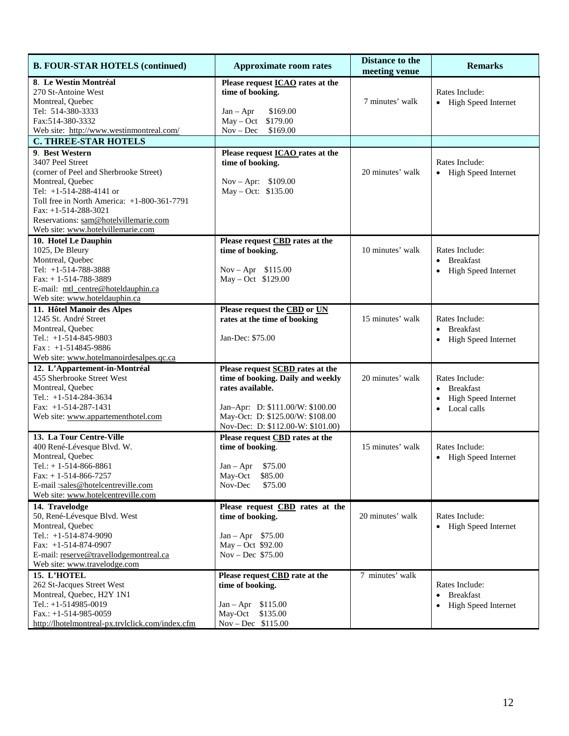| B. FOUR-STAR HOTELS (continued) | Approximate room rates | Distance to the meeting venue | Remarks |
|---|---|---|---|
| **8. Le Westin Montréal**<br>270 St-Antoine West<br>Montreal, Quebec<br>Tel: 514-380-3333<br>Fax:514-380-3332<br>Web site: http://www.westinmontreal.com/ | **Please request ICAO rates at the time of booking.**<br><br>Jan – Apr $169.00<br>May – Oct $179.00<br>Nov – Dec $169.00 | 7 minutes' walk | Rates Include:<br>• High Speed Internet |
| **C. THREE-STAR HOTELS** | | | |
| **9. Best Western**<br>3407 Peel Street<br>(corner of Peel and Sherbrooke Street)<br>Montreal, Quebec<br>Tel: +1-514-288-4141 or<br>Toll free in North America: +1-800-361-7791<br>Fax: +1-514-288-3021<br>Reservations: sam@hotelvillemarie.com<br>Web site: www.hotelvillemarie.com | **Please request ICAO rates at the time of booking.**<br><br>Nov – Apr: $109.00<br>May – Oct: $135.00 | 20 minutes' walk | Rates Include:<br>• High Speed Internet |
| **10. Hotel Le Dauphin**<br>1025, De Bleury<br>Montreal, Quebec<br>Tel: +1-514-788-3888<br>Fax: + 1-514-788-3889<br>E-mail: mtl_centre@hoteldauphin.ca<br>Web site: www.hoteldauphin.ca | **Please request CBD rates at the time of booking.**<br><br>Nov – Apr $115.00<br>May – Oct $129.00 | 10 minutes' walk | Rates Include:<br>• Breakfast<br>• High Speed Internet |
| **11. Hôtel Manoir des Alpes**<br>1245 St. André Street<br>Montreal, Quebec<br>Tel.: +1-514-845-9803<br>Fax : +1-514845-9886<br>Web site: www.hotelmanoirdesalpes.qc.ca | **Please request the CBD or UN rates at the time of booking**<br><br>Jan-Dec: $75.00 | 15 minutes' walk | Rates Include:<br>• Breakfast<br>• High Speed Internet |
| **12. L'Appartement-in-Montréal**<br>455 Sherbrooke Street West<br>Montreal, Quebec<br>Tel.: +1-514-284-3634<br>Fax: +1-514-287-1431<br>Web site: www.appartementhotel.com | **Please request SCBD rates at the time of booking. Daily and weekly rates available.**<br><br>Jan–Apr: D: $111.00/W: $100.00<br>May-Oct: D: $125.00/W: $108.00<br>Nov-Dec: D: $112.00-W: $101.00) | 20 minutes' walk | Rates Include:<br>• Breakfast<br>• High Speed Internet<br>• Local calls |
| **13. La Tour Centre-Ville**<br>400 René-Lévesque Blvd. W.<br>Montreal, Quebec<br>Tel.: + 1-514-866-8861<br>Fax: + 1-514-866-7257<br>E-mail :sales@hotelcentreville.com<br>Web site: www.hotelcentreville.com | **Please request CBD rates at the time of booking**.<br><br>Jan – Apr $75.00<br>May-Oct $85.00<br>Nov-Dec $75.00 | 15 minutes' walk | Rates Include:<br>• High Speed Internet |
| **14. Travelodge**<br>50, René-Lévesque Blvd. West<br>Montreal, Quebec<br>Tel.: +1-514-874-9090<br>Fax: +1-514-874-0907<br>E-mail: reserve@travellodgemontreal.ca<br>Web site: www.travelodge.com | **Please request CBD rates at the time of booking.**<br><br>Jan – Apr $75.00<br>May – Oct $92.00<br>Nov – Dec $75.00 | 20 minutes' walk | Rates Include:<br>• High Speed Internet |
| **15. L'HOTEL**<br>262 St-Jacques Street West<br>Montreal, Quebec, H2Y 1N1<br>Tel.: +1-514985-0019<br>Fax.: +1-514-985-0059<br>http://lhotelmontreal-px.trvlclick.com/index.cfm | **Please request CBD rate at the time of booking.**<br><br>Jan – Apr $115.00<br>May-Oct $135.00<br>Nov – Dec $115.00 | 7 minutes' walk | Rates Include:<br>• Breakfast<br>• High Speed Internet |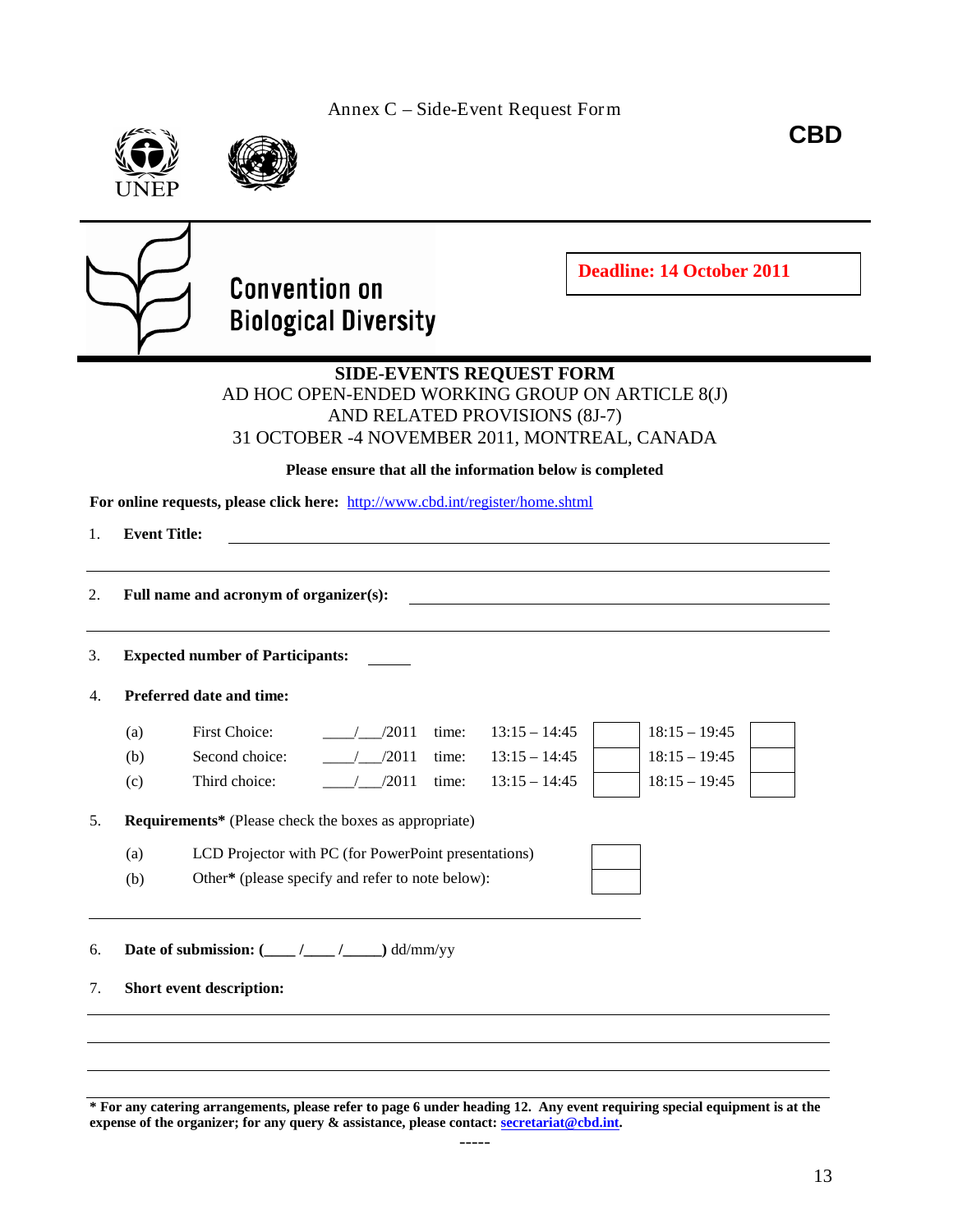Annex C – Side-Event Request Form

UNEP

**CBD**

Convention on Biological Diversity

**Deadline: 14 October 2011**

**SIDE-EVENTS REQUEST FORM**

AD HOC OPEN-ENDED WORKING GROUP ON ARTICLE 8(J) AND RELATED PROVISIONS (8J-7)

31 OCTOBER -4 NOVEMBER 2011, MONTREAL, CANADA

**Please ensure that all the information below is completed**

**For online requests, please click here:** http://www.cbd.int/register/home.shtml

1. **Event Title:** ____________________________________________

2. **Full name and acronym of organizer(s):** ____________________________________________

3. **Expected number of Participants:** _____

4. **Preferred date and time:**

| | | | | | | | |
|---|---|---|---|---|---|---|---|
| (a) | First Choice: | \_\_\_\_/\_\_\_/2011 | time: | 13:15 – 14:45 | ☐ | 18:15 – 19:45 | ☐ |
| (b) | Second choice: | \_\_\_\_/\_\_\_/2011 | time: | 13:15 – 14:45 | ☐ | 18:15 – 19:45 | ☐ |
| (c) | Third choice: | \_\_\_\_/\_\_\_/2011 | time: | 13:15 – 14:45 | ☐ | 18:15 – 19:45 | ☐ |

5. **Requirements*** (Please check the boxes as appropriate)

   (a) LCD Projector with PC (for PowerPoint presentations) ☐

   (b) Other**\*** (please specify and refer to note below): ☐

   ____________________________________________

6. **Date of submission: (\_\_\_\_ /\_\_\_\_ /\_\_\_\_\_)** dd/mm/yy

7. **Short event description:**

____________________________________________

____________________________________________

____________________________________________

**\* For any catering arrangements, please refer to page 6 under heading 12. Any event requiring special equipment is at the expense of the organizer; for any query & assistance, please contact: secretariat@cbd.int.**

-----